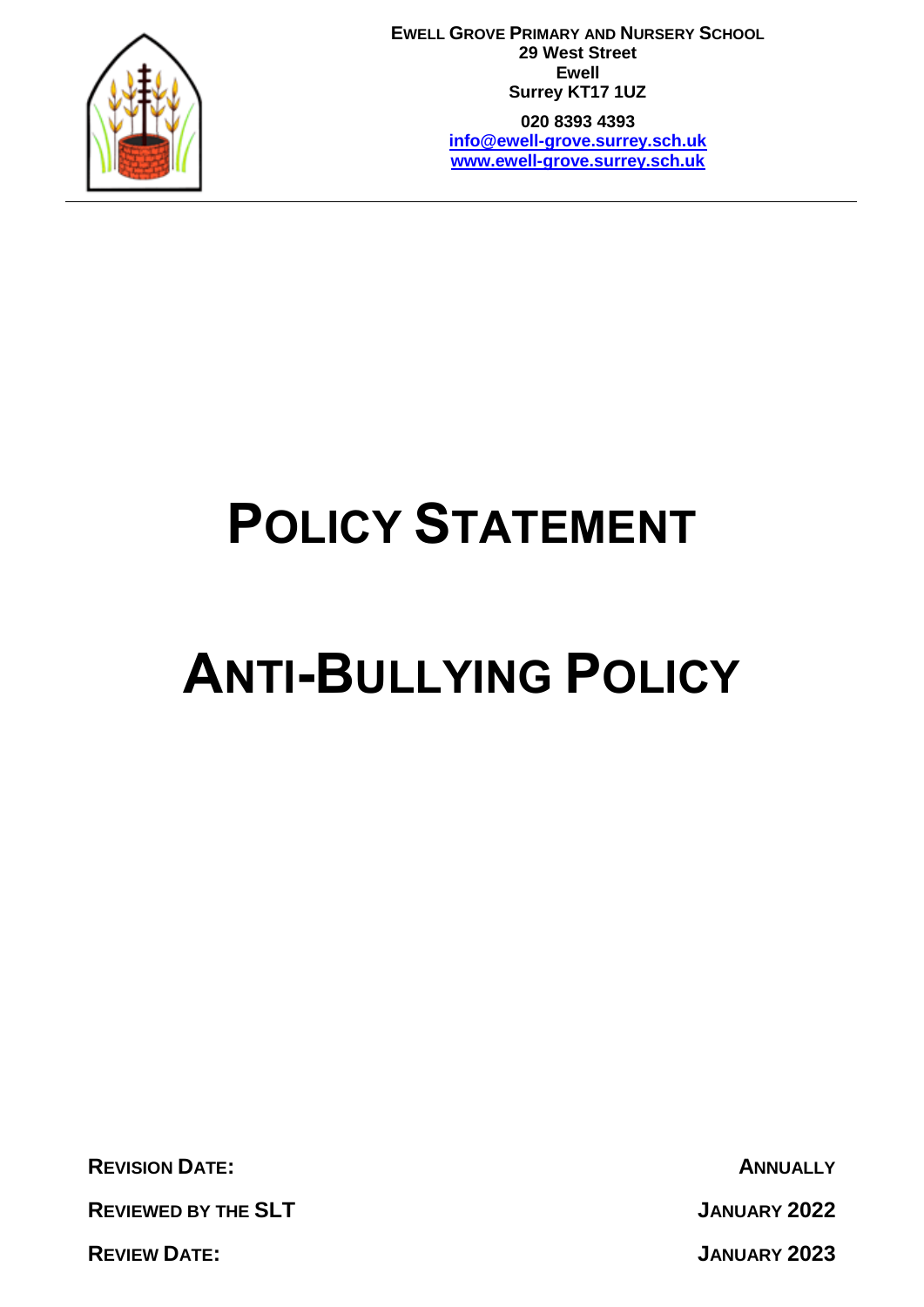**Ewell Grove Primary and Nursery School**
**29 West Street**
**Ewell**
**Surrey KT17 1UZ**

**020 8393 4393**
**info@ewell-grove.surrey.sch.uk**
**www.ewell-grove.surrey.sch.uk**

---

# Policy Statement

# Anti-Bullying Policy

| | |
|---|---|
| **Revision Date:** | **Annually** |
| **Reviewed by the SLT** | **January 2022** |
| **Review Date:** | **January 2023** |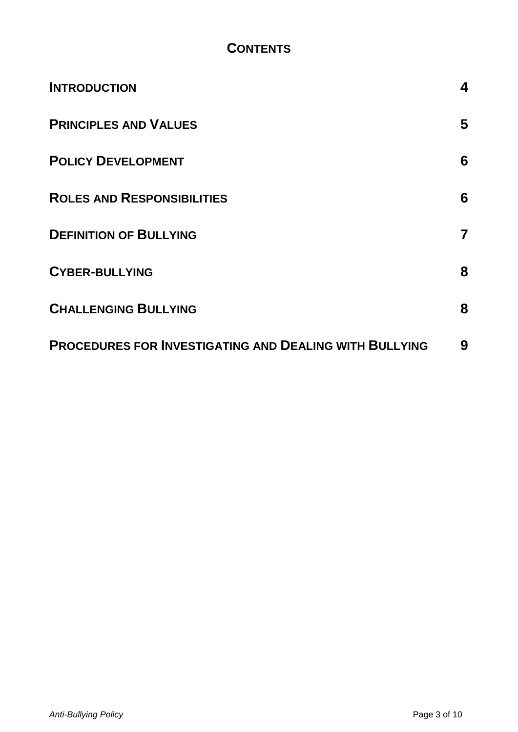## Contents

| | |
|---|---|
| **Introduction** | **4** |
| **Principles and Values** | **5** |
| **Policy Development** | **6** |
| **Roles and Responsibilities** | **6** |
| **Definition of Bullying** | **7** |
| **Cyber-bullying** | **8** |
| **Challenging Bullying** | **8** |
| **Procedures for Investigating and Dealing with Bullying** | **9** |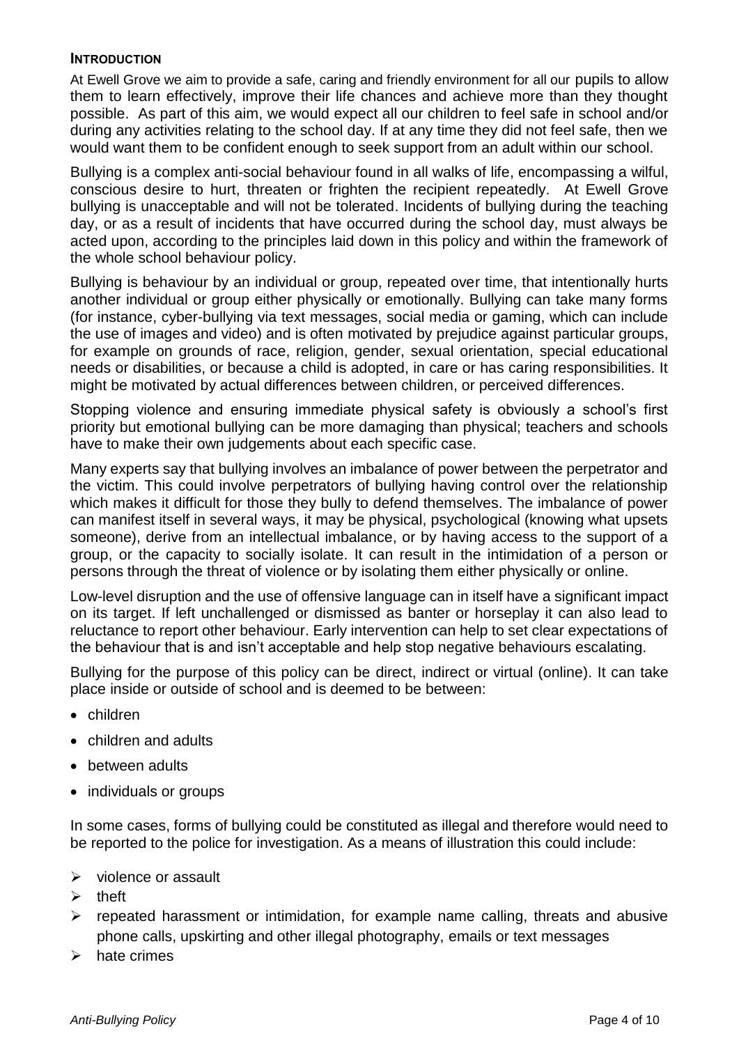## INTRODUCTION

At Ewell Grove we aim to provide a safe, caring and friendly environment for all our pupils to allow them to learn effectively, improve their life chances and achieve more than they thought possible. As part of this aim, we would expect all our children to feel safe in school and/or during any activities relating to the school day. If at any time they did not feel safe, then we would want them to be confident enough to seek support from an adult within our school.

Bullying is a complex anti-social behaviour found in all walks of life, encompassing a wilful, conscious desire to hurt, threaten or frighten the recipient repeatedly. At Ewell Grove bullying is unacceptable and will not be tolerated. Incidents of bullying during the teaching day, or as a result of incidents that have occurred during the school day, must always be acted upon, according to the principles laid down in this policy and within the framework of the whole school behaviour policy.

Bullying is behaviour by an individual or group, repeated over time, that intentionally hurts another individual or group either physically or emotionally. Bullying can take many forms (for instance, cyber-bullying via text messages, social media or gaming, which can include the use of images and video) and is often motivated by prejudice against particular groups, for example on grounds of race, religion, gender, sexual orientation, special educational needs or disabilities, or because a child is adopted, in care or has caring responsibilities. It might be motivated by actual differences between children, or perceived differences.

Stopping violence and ensuring immediate physical safety is obviously a school's first priority but emotional bullying can be more damaging than physical; teachers and schools have to make their own judgements about each specific case.

Many experts say that bullying involves an imbalance of power between the perpetrator and the victim. This could involve perpetrators of bullying having control over the relationship which makes it difficult for those they bully to defend themselves. The imbalance of power can manifest itself in several ways, it may be physical, psychological (knowing what upsets someone), derive from an intellectual imbalance, or by having access to the support of a group, or the capacity to socially isolate. It can result in the intimidation of a person or persons through the threat of violence or by isolating them either physically or online.

Low-level disruption and the use of offensive language can in itself have a significant impact on its target. If left unchallenged or dismissed as banter or horseplay it can also lead to reluctance to report other behaviour. Early intervention can help to set clear expectations of the behaviour that is and isn't acceptable and help stop negative behaviours escalating.

Bullying for the purpose of this policy can be direct, indirect or virtual (online). It can take place inside or outside of school and is deemed to be between:

- children
- children and adults
- between adults
- individuals or groups

In some cases, forms of bullying could be constituted as illegal and therefore would need to be reported to the police for investigation. As a means of illustration this could include:

- violence or assault
- theft
- repeated harassment or intimidation, for example name calling, threats and abusive phone calls, upskirting and other illegal photography, emails or text messages
- hate crimes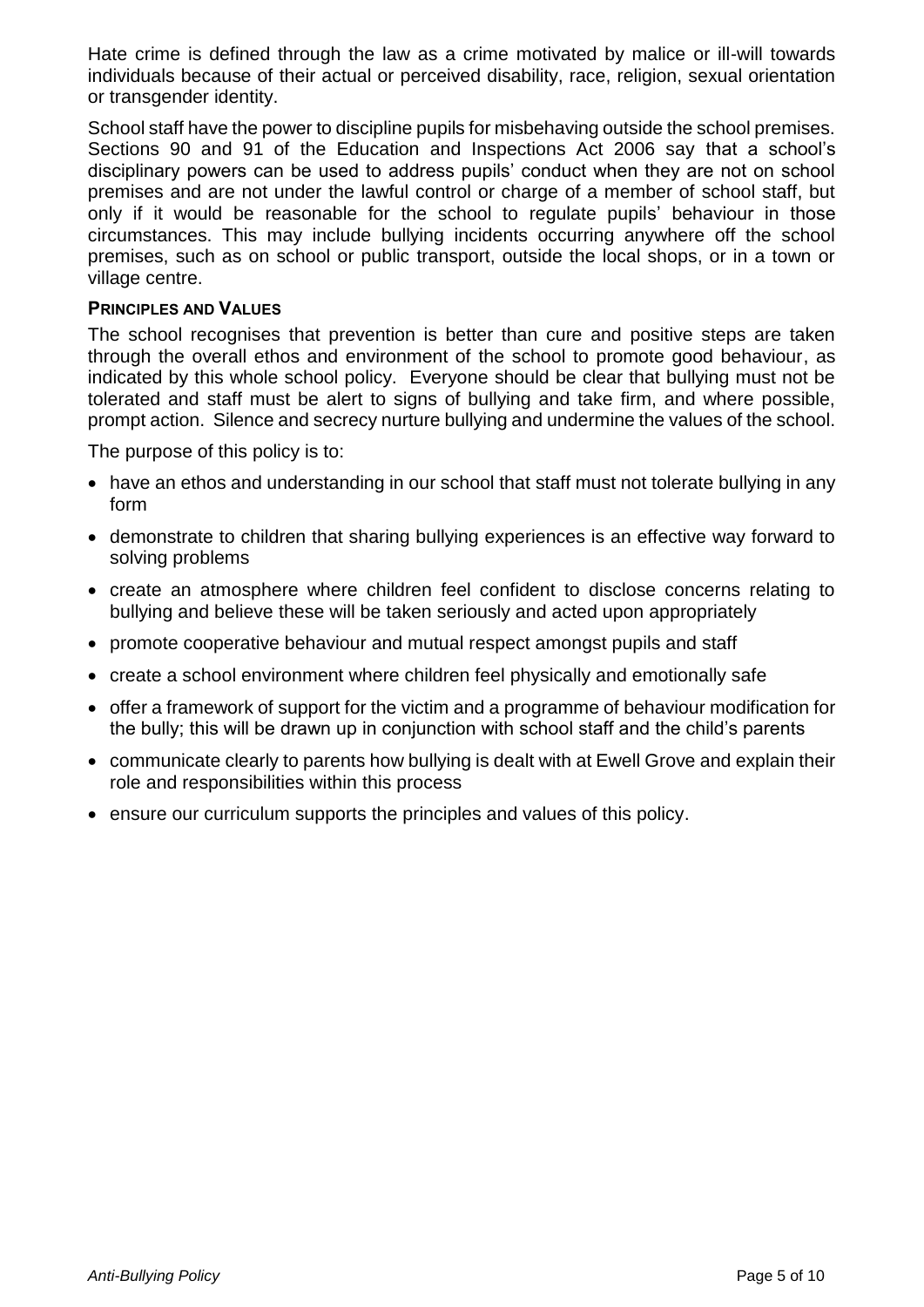Hate crime is defined through the law as a crime motivated by malice or ill-will towards individuals because of their actual or perceived disability, race, religion, sexual orientation or transgender identity.

School staff have the power to discipline pupils for misbehaving outside the school premises. Sections 90 and 91 of the Education and Inspections Act 2006 say that a school's disciplinary powers can be used to address pupils' conduct when they are not on school premises and are not under the lawful control or charge of a member of school staff, but only if it would be reasonable for the school to regulate pupils' behaviour in those circumstances. This may include bullying incidents occurring anywhere off the school premises, such as on school or public transport, outside the local shops, or in a town or village centre.

**PRINCIPLES AND VALUES**

The school recognises that prevention is better than cure and positive steps are taken through the overall ethos and environment of the school to promote good behaviour, as indicated by this whole school policy. Everyone should be clear that bullying must not be tolerated and staff must be alert to signs of bullying and take firm, and where possible, prompt action. Silence and secrecy nurture bullying and undermine the values of the school.

The purpose of this policy is to:

- have an ethos and understanding in our school that staff must not tolerate bullying in any form
- demonstrate to children that sharing bullying experiences is an effective way forward to solving problems
- create an atmosphere where children feel confident to disclose concerns relating to bullying and believe these will be taken seriously and acted upon appropriately
- promote cooperative behaviour and mutual respect amongst pupils and staff
- create a school environment where children feel physically and emotionally safe
- offer a framework of support for the victim and a programme of behaviour modification for the bully; this will be drawn up in conjunction with school staff and the child's parents
- communicate clearly to parents how bullying is dealt with at Ewell Grove and explain their role and responsibilities within this process
- ensure our curriculum supports the principles and values of this policy.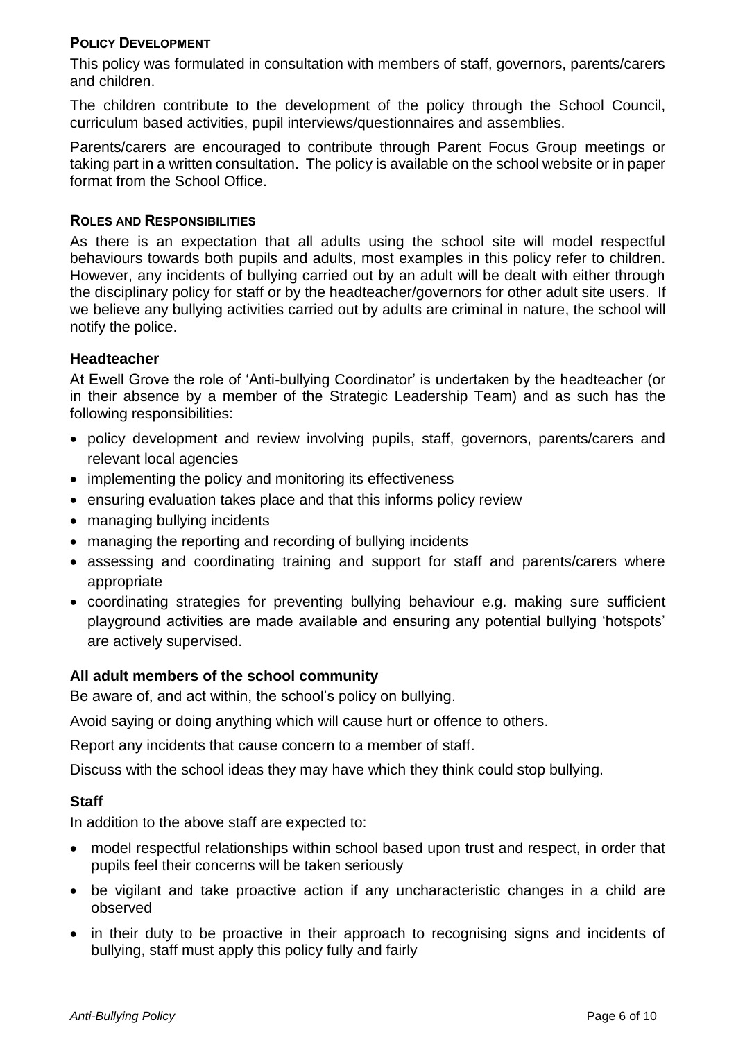## Policy Development

This policy was formulated in consultation with members of staff, governors, parents/carers and children.

The children contribute to the development of the policy through the School Council, curriculum based activities, pupil interviews/questionnaires and assemblies.

Parents/carers are encouraged to contribute through Parent Focus Group meetings or taking part in a written consultation. The policy is available on the school website or in paper format from the School Office.

## Roles and Responsibilities

As there is an expectation that all adults using the school site will model respectful behaviours towards both pupils and adults, most examples in this policy refer to children. However, any incidents of bullying carried out by an adult will be dealt with either through the disciplinary policy for staff or by the headteacher/governors for other adult site users. If we believe any bullying activities carried out by adults are criminal in nature, the school will notify the police.

### Headteacher

At Ewell Grove the role of 'Anti-bullying Coordinator' is undertaken by the headteacher (or in their absence by a member of the Strategic Leadership Team) and as such has the following responsibilities:

- policy development and review involving pupils, staff, governors, parents/carers and relevant local agencies
- implementing the policy and monitoring its effectiveness
- ensuring evaluation takes place and that this informs policy review
- managing bullying incidents
- managing the reporting and recording of bullying incidents
- assessing and coordinating training and support for staff and parents/carers where appropriate
- coordinating strategies for preventing bullying behaviour e.g. making sure sufficient playground activities are made available and ensuring any potential bullying 'hotspots' are actively supervised.

### All adult members of the school community

Be aware of, and act within, the school's policy on bullying.

Avoid saying or doing anything which will cause hurt or offence to others.

Report any incidents that cause concern to a member of staff.

Discuss with the school ideas they may have which they think could stop bullying.

### Staff

In addition to the above staff are expected to:

- model respectful relationships within school based upon trust and respect, in order that pupils feel their concerns will be taken seriously
- be vigilant and take proactive action if any uncharacteristic changes in a child are observed
- in their duty to be proactive in their approach to recognising signs and incidents of bullying, staff must apply this policy fully and fairly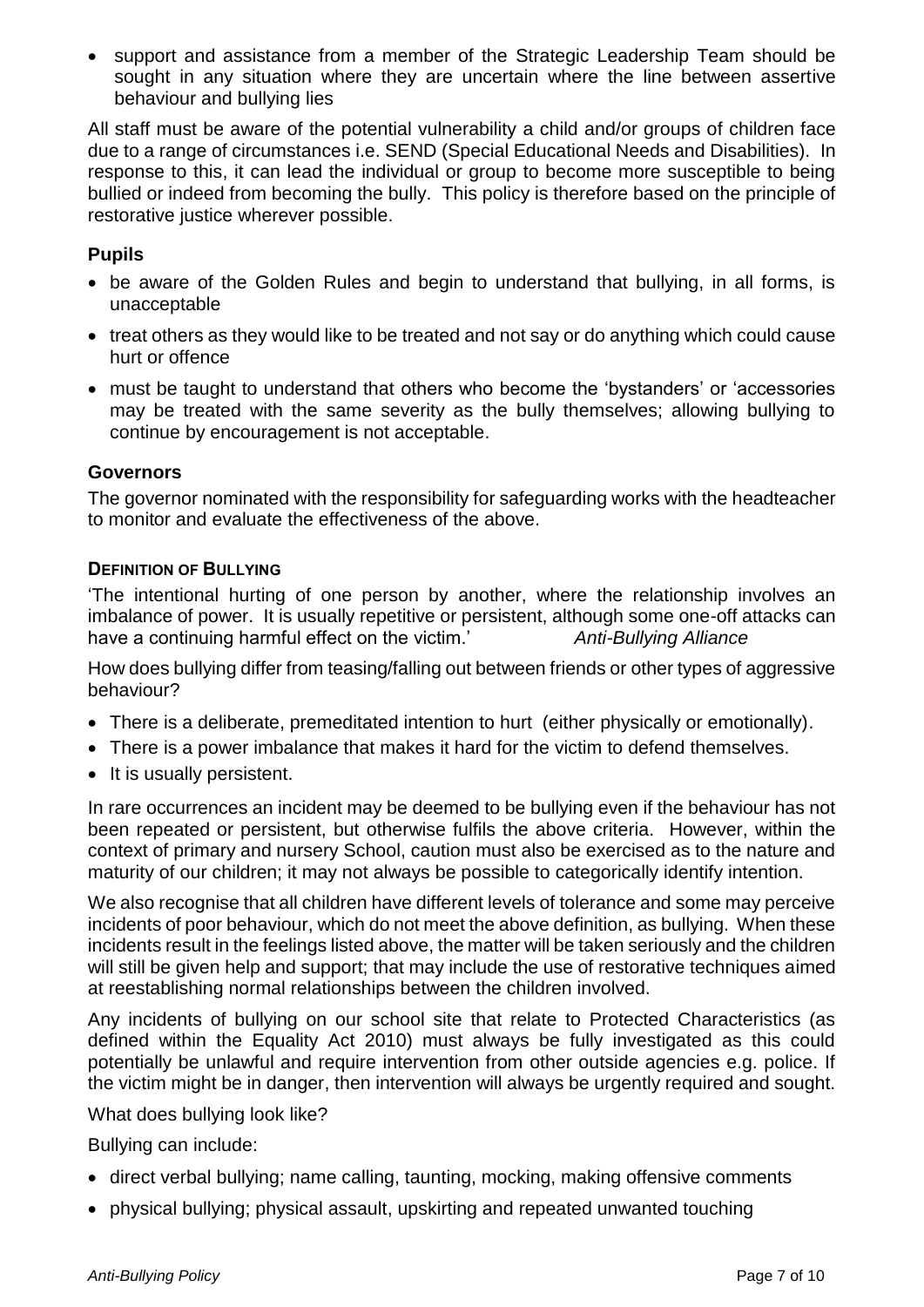- support and assistance from a member of the Strategic Leadership Team should be sought in any situation where they are uncertain where the line between assertive behaviour and bullying lies

All staff must be aware of the potential vulnerability a child and/or groups of children face due to a range of circumstances i.e. SEND (Special Educational Needs and Disabilities). In response to this, it can lead the individual or group to become more susceptible to being bullied or indeed from becoming the bully. This policy is therefore based on the principle of restorative justice wherever possible.

### Pupils

- be aware of the Golden Rules and begin to understand that bullying, in all forms, is unacceptable
- treat others as they would like to be treated and not say or do anything which could cause hurt or offence
- must be taught to understand that others who become the 'bystanders' or 'accessories may be treated with the same severity as the bully themselves; allowing bullying to continue by encouragement is not acceptable.

### Governors

The governor nominated with the responsibility for safeguarding works with the headteacher to monitor and evaluate the effectiveness of the above.

### DEFINITION OF BULLYING

'The intentional hurting of one person by another, where the relationship involves an imbalance of power. It is usually repetitive or persistent, although some one-off attacks can have a continuing harmful effect on the victim.' *Anti-Bullying Alliance*

How does bullying differ from teasing/falling out between friends or other types of aggressive behaviour?

- There is a deliberate, premeditated intention to hurt (either physically or emotionally).
- There is a power imbalance that makes it hard for the victim to defend themselves.
- It is usually persistent.

In rare occurrences an incident may be deemed to be bullying even if the behaviour has not been repeated or persistent, but otherwise fulfils the above criteria. However, within the context of primary and nursery School, caution must also be exercised as to the nature and maturity of our children; it may not always be possible to categorically identify intention.

We also recognise that all children have different levels of tolerance and some may perceive incidents of poor behaviour, which do not meet the above definition, as bullying. When these incidents result in the feelings listed above, the matter will be taken seriously and the children will still be given help and support; that may include the use of restorative techniques aimed at reestablishing normal relationships between the children involved.

Any incidents of bullying on our school site that relate to Protected Characteristics (as defined within the Equality Act 2010) must always be fully investigated as this could potentially be unlawful and require intervention from other outside agencies e.g. police. If the victim might be in danger, then intervention will always be urgently required and sought.

What does bullying look like?

Bullying can include:

- direct verbal bullying; name calling, taunting, mocking, making offensive comments
- physical bullying; physical assault, upskirting and repeated unwanted touching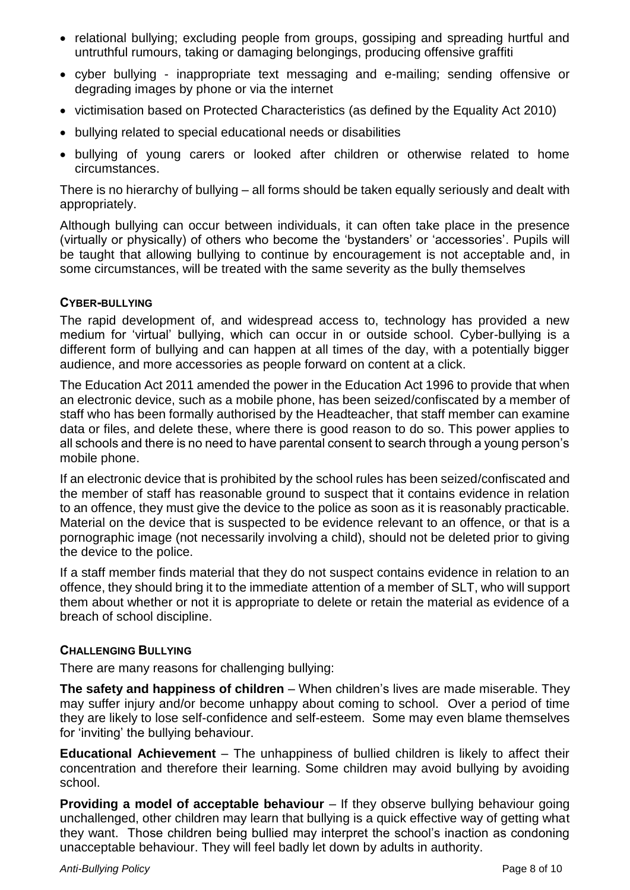- relational bullying; excluding people from groups, gossiping and spreading hurtful and untruthful rumours, taking or damaging belongings, producing offensive graffiti
- cyber bullying - inappropriate text messaging and e-mailing; sending offensive or degrading images by phone or via the internet
- victimisation based on Protected Characteristics (as defined by the Equality Act 2010)
- bullying related to special educational needs or disabilities
- bullying of young carers or looked after children or otherwise related to home circumstances.

There is no hierarchy of bullying – all forms should be taken equally seriously and dealt with appropriately.

Although bullying can occur between individuals, it can often take place in the presence (virtually or physically) of others who become the 'bystanders' or 'accessories'. Pupils will be taught that allowing bullying to continue by encouragement is not acceptable and, in some circumstances, will be treated with the same severity as the bully themselves

## Cyber-Bullying

The rapid development of, and widespread access to, technology has provided a new medium for 'virtual' bullying, which can occur in or outside school. Cyber-bullying is a different form of bullying and can happen at all times of the day, with a potentially bigger audience, and more accessories as people forward on content at a click.

The Education Act 2011 amended the power in the Education Act 1996 to provide that when an electronic device, such as a mobile phone, has been seized/confiscated by a member of staff who has been formally authorised by the Headteacher, that staff member can examine data or files, and delete these, where there is good reason to do so. This power applies to all schools and there is no need to have parental consent to search through a young person's mobile phone.

If an electronic device that is prohibited by the school rules has been seized/confiscated and the member of staff has reasonable ground to suspect that it contains evidence in relation to an offence, they must give the device to the police as soon as it is reasonably practicable. Material on the device that is suspected to be evidence relevant to an offence, or that is a pornographic image (not necessarily involving a child), should not be deleted prior to giving the device to the police.

If a staff member finds material that they do not suspect contains evidence in relation to an offence, they should bring it to the immediate attention of a member of SLT, who will support them about whether or not it is appropriate to delete or retain the material as evidence of a breach of school discipline.

## Challenging Bullying

There are many reasons for challenging bullying:

**The safety and happiness of children** – When children's lives are made miserable. They may suffer injury and/or become unhappy about coming to school. Over a period of time they are likely to lose self-confidence and self-esteem. Some may even blame themselves for 'inviting' the bullying behaviour.

**Educational Achievement** – The unhappiness of bullied children is likely to affect their concentration and therefore their learning. Some children may avoid bullying by avoiding school.

**Providing a model of acceptable behaviour** – If they observe bullying behaviour going unchallenged, other children may learn that bullying is a quick effective way of getting what they want. Those children being bullied may interpret the school's inaction as condoning unacceptable behaviour. They will feel badly let down by adults in authority.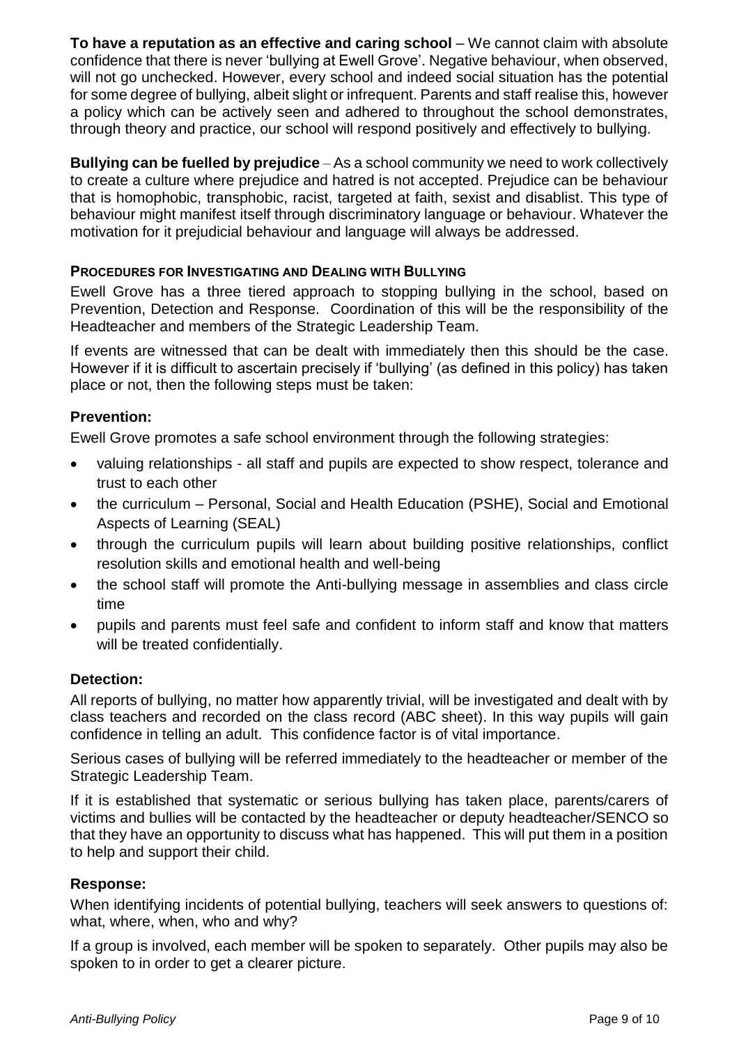**To have a reputation as an effective and caring school** – We cannot claim with absolute confidence that there is never 'bullying at Ewell Grove'. Negative behaviour, when observed, will not go unchecked. However, every school and indeed social situation has the potential for some degree of bullying, albeit slight or infrequent. Parents and staff realise this, however a policy which can be actively seen and adhered to throughout the school demonstrates, through theory and practice, our school will respond positively and effectively to bullying.

**Bullying can be fuelled by prejudice** – As a school community we need to work collectively to create a culture where prejudice and hatred is not accepted. Prejudice can be behaviour that is homophobic, transphobic, racist, targeted at faith, sexist and disablist. This type of behaviour might manifest itself through discriminatory language or behaviour. Whatever the motivation for it prejudicial behaviour and language will always be addressed.

#### PROCEDURES FOR INVESTIGATING AND DEALING WITH BULLYING

Ewell Grove has a three tiered approach to stopping bullying in the school, based on Prevention, Detection and Response. Coordination of this will be the responsibility of the Headteacher and members of the Strategic Leadership Team.

If events are witnessed that can be dealt with immediately then this should be the case. However if it is difficult to ascertain precisely if 'bullying' (as defined in this policy) has taken place or not, then the following steps must be taken:

### Prevention:

Ewell Grove promotes a safe school environment through the following strategies:

- valuing relationships - all staff and pupils are expected to show respect, tolerance and trust to each other
- the curriculum – Personal, Social and Health Education (PSHE), Social and Emotional Aspects of Learning (SEAL)
- through the curriculum pupils will learn about building positive relationships, conflict resolution skills and emotional health and well-being
- the school staff will promote the Anti-bullying message in assemblies and class circle time
- pupils and parents must feel safe and confident to inform staff and know that matters will be treated confidentially.

### Detection:

All reports of bullying, no matter how apparently trivial, will be investigated and dealt with by class teachers and recorded on the class record (ABC sheet). In this way pupils will gain confidence in telling an adult. This confidence factor is of vital importance.

Serious cases of bullying will be referred immediately to the headteacher or member of the Strategic Leadership Team.

If it is established that systematic or serious bullying has taken place, parents/carers of victims and bullies will be contacted by the headteacher or deputy headteacher/SENCO so that they have an opportunity to discuss what has happened. This will put them in a position to help and support their child.

### Response:

When identifying incidents of potential bullying, teachers will seek answers to questions of: what, where, when, who and why?

If a group is involved, each member will be spoken to separately. Other pupils may also be spoken to in order to get a clearer picture.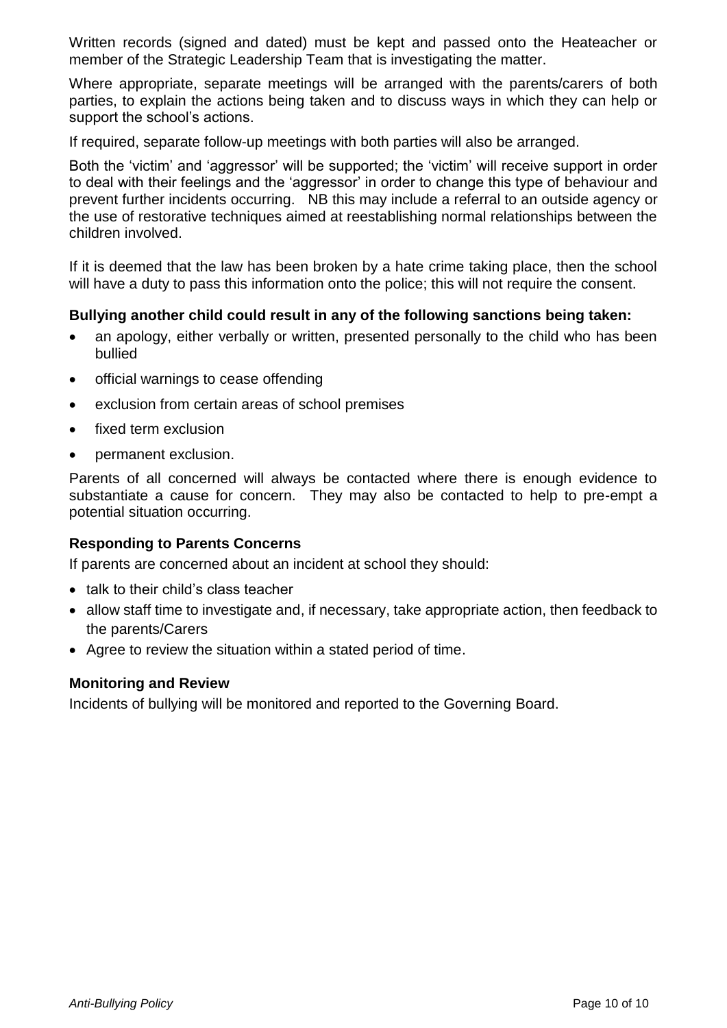Written records (signed and dated) must be kept and passed onto the Heateacher or member of the Strategic Leadership Team that is investigating the matter.

Where appropriate, separate meetings will be arranged with the parents/carers of both parties, to explain the actions being taken and to discuss ways in which they can help or support the school's actions.

If required, separate follow-up meetings with both parties will also be arranged.

Both the 'victim' and 'aggressor' will be supported; the 'victim' will receive support in order to deal with their feelings and the 'aggressor' in order to change this type of behaviour and prevent further incidents occurring. NB this may include a referral to an outside agency or the use of restorative techniques aimed at reestablishing normal relationships between the children involved.

If it is deemed that the law has been broken by a hate crime taking place, then the school will have a duty to pass this information onto the police; this will not require the consent.

**Bullying another child could result in any of the following sanctions being taken:**

- an apology, either verbally or written, presented personally to the child who has been bullied
- official warnings to cease offending
- exclusion from certain areas of school premises
- fixed term exclusion
- permanent exclusion.

Parents of all concerned will always be contacted where there is enough evidence to substantiate a cause for concern. They may also be contacted to help to pre-empt a potential situation occurring.

### Responding to Parents Concerns

If parents are concerned about an incident at school they should:

- talk to their child's class teacher
- allow staff time to investigate and, if necessary, take appropriate action, then feedback to the parents/Carers
- Agree to review the situation within a stated period of time.

### Monitoring and Review

Incidents of bullying will be monitored and reported to the Governing Board.